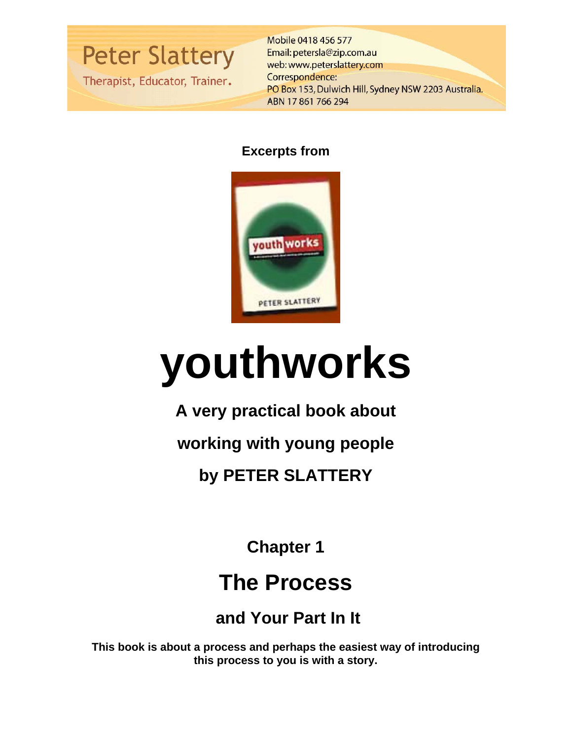Peter Slattery

Therapist, Educator, Trainer.

Mobile 0418 456 577
Email: petersla@zip.com.au
web: www.peterslattery.com
Correspondence:
PO Box 153, Dulwich Hill, Sydney NSW 2203 Australia.
ABN 17 861 766 294

**Excerpts from**

# youthworks

**A very practical book about**

**working with young people**

**by PETER SLATTERY**

## Chapter 1

## The Process

### and Your Part In It

**This book is about a process and perhaps the easiest way of introducing this process to you is with a story.**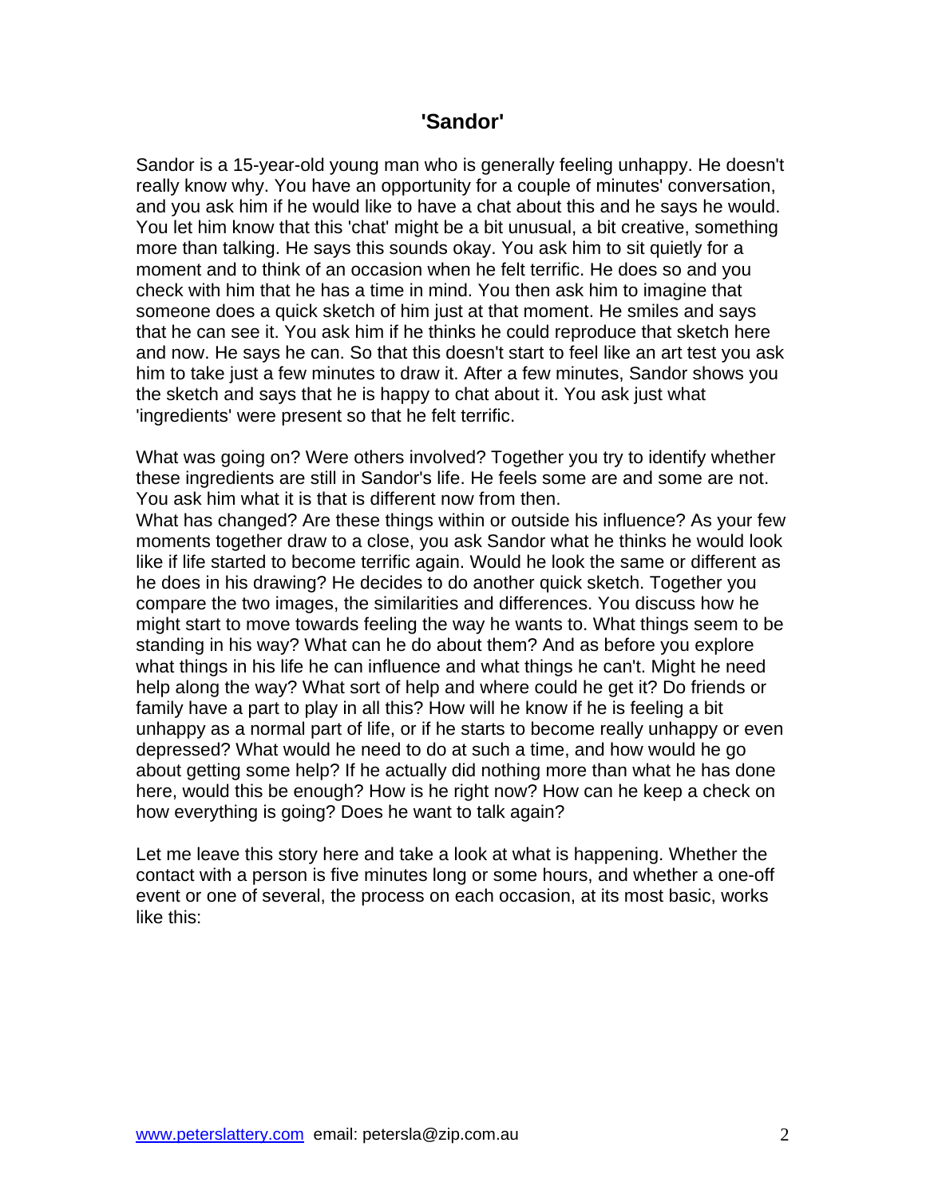## 'Sandor'

Sandor is a 15-year-old young man who is generally feeling unhappy. He doesn't really know why. You have an opportunity for a couple of minutes' conversation, and you ask him if he would like to have a chat about this and he says he would. You let him know that this 'chat' might be a bit unusual, a bit creative, something more than talking. He says this sounds okay. You ask him to sit quietly for a moment and to think of an occasion when he felt terrific. He does so and you check with him that he has a time in mind. You then ask him to imagine that someone does a quick sketch of him just at that moment. He smiles and says that he can see it. You ask him if he thinks he could reproduce that sketch here and now. He says he can. So that this doesn't start to feel like an art test you ask him to take just a few minutes to draw it. After a few minutes, Sandor shows you the sketch and says that he is happy to chat about it. You ask just what 'ingredients' were present so that he felt terrific.

What was going on? Were others involved? Together you try to identify whether these ingredients are still in Sandor's life. He feels some are and some are not. You ask him what it is that is different now from then.
What has changed? Are these things within or outside his influence? As your few moments together draw to a close, you ask Sandor what he thinks he would look like if life started to become terrific again. Would he look the same or different as he does in his drawing? He decides to do another quick sketch. Together you compare the two images, the similarities and differences. You discuss how he might start to move towards feeling the way he wants to. What things seem to be standing in his way? What can he do about them? And as before you explore what things in his life he can influence and what things he can't. Might he need help along the way? What sort of help and where could he get it? Do friends or family have a part to play in all this? How will he know if he is feeling a bit unhappy as a normal part of life, or if he starts to become really unhappy or even depressed? What would he need to do at such a time, and how would he go about getting some help? If he actually did nothing more than what he has done here, would this be enough? How is he right now? How can he keep a check on how everything is going? Does he want to talk again?

Let me leave this story here and take a look at what is happening. Whether the contact with a person is five minutes long or some hours, and whether a one-off event or one of several, the process on each occasion, at its most basic, works like this: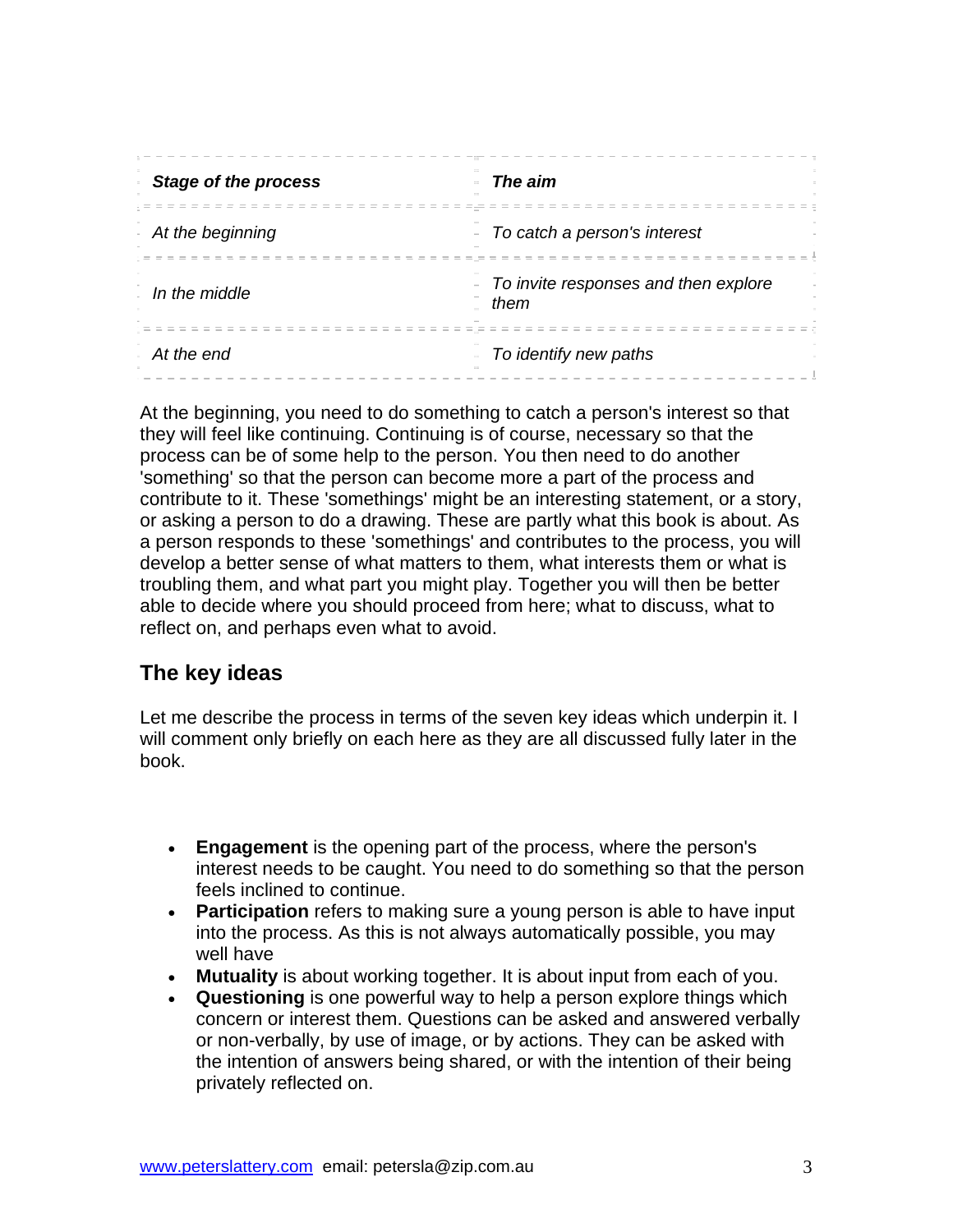| *Stage of the process* | *The aim* |
|---|---|
| *At the beginning* | *To catch a person's interest* |
| *In the middle* | *To invite responses and then explore them* |
| *At the end* | *To identify new paths* |

At the beginning, you need to do something to catch a person's interest so that they will feel like continuing. Continuing is of course, necessary so that the process can be of some help to the person. You then need to do another 'something' so that the person can become more a part of the process and contribute to it. These 'somethings' might be an interesting statement, or a story, or asking a person to do a drawing. These are partly what this book is about. As a person responds to these 'somethings' and contributes to the process, you will develop a better sense of what matters to them, what interests them or what is troubling them, and what part you might play. Together you will then be better able to decide where you should proceed from here; what to discuss, what to reflect on, and perhaps even what to avoid.

## The key ideas

Let me describe the process in terms of the seven key ideas which underpin it. I will comment only briefly on each here as they are all discussed fully later in the book.

- **Engagement** is the opening part of the process, where the person's interest needs to be caught. You need to do something so that the person feels inclined to continue.
- **Participation** refers to making sure a young person is able to have input into the process. As this is not always automatically possible, you may well have
- **Mutuality** is about working together. It is about input from each of you.
- **Questioning** is one powerful way to help a person explore things which concern or interest them. Questions can be asked and answered verbally or non-verbally, by use of image, or by actions. They can be asked with the intention of answers being shared, or with the intention of their being privately reflected on.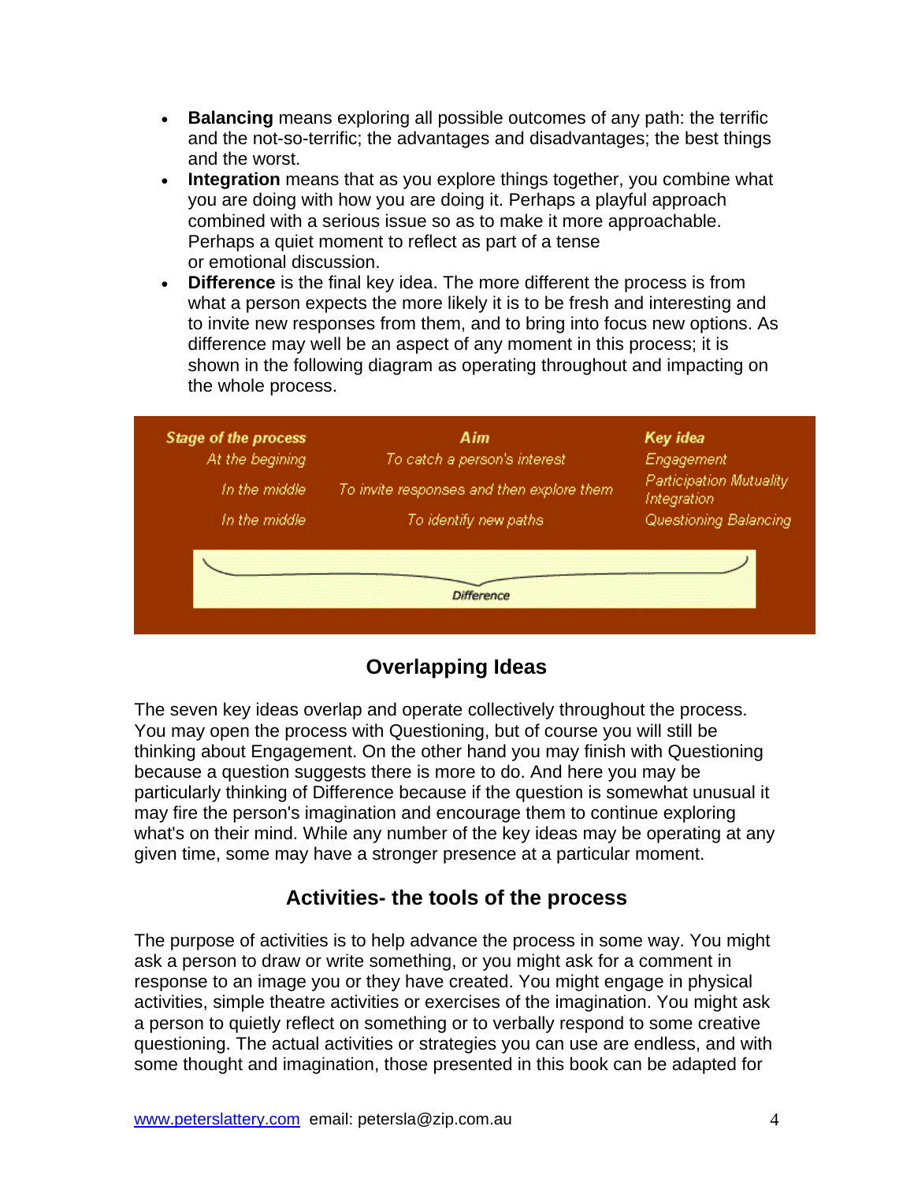- **Balancing** means exploring all possible outcomes of any path: the terrific and the not-so-terrific; the advantages and disadvantages; the best things and the worst.
- **Integration** means that as you explore things together, you combine what you are doing with how you are doing it. Perhaps a playful approach combined with a serious issue so as to make it more approachable. Perhaps a quiet moment to reflect as part of a tense or emotional discussion.
- **Difference** is the final key idea. The more different the process is from what a person expects the more likely it is to be fresh and interesting and to invite new responses from them, and to bring into focus new options. As difference may well be an aspect of any moment in this process; it is shown in the following diagram as operating throughout and impacting on the whole process.

| *Stage of the process* | *Aim* | *Key idea* |
| --- | --- | --- |
| *At the begining* | *To catch a person's interest* | *Engagement* |
| *In the middle* | *To invite responses and then explore them* | *Participation Mutuality Integration* |
| *In the middle* | *To identify new paths* | *Questioning Balancing* |
| *Difference* | | |

## Overlapping Ideas

The seven key ideas overlap and operate collectively throughout the process. You may open the process with Questioning, but of course you will still be thinking about Engagement. On the other hand you may finish with Questioning because a question suggests there is more to do. And here you may be particularly thinking of Difference because if the question is somewhat unusual it may fire the person's imagination and encourage them to continue exploring what's on their mind. While any number of the key ideas may be operating at any given time, some may have a stronger presence at a particular moment.

## Activities- the tools of the process

The purpose of activities is to help advance the process in some way. You might ask a person to draw or write something, or you might ask for a comment in response to an image you or they have created. You might engage in physical activities, simple theatre activities or exercises of the imagination. You might ask a person to quietly reflect on something or to verbally respond to some creative questioning. The actual activities or strategies you can use are endless, and with some thought and imagination, those presented in this book can be adapted for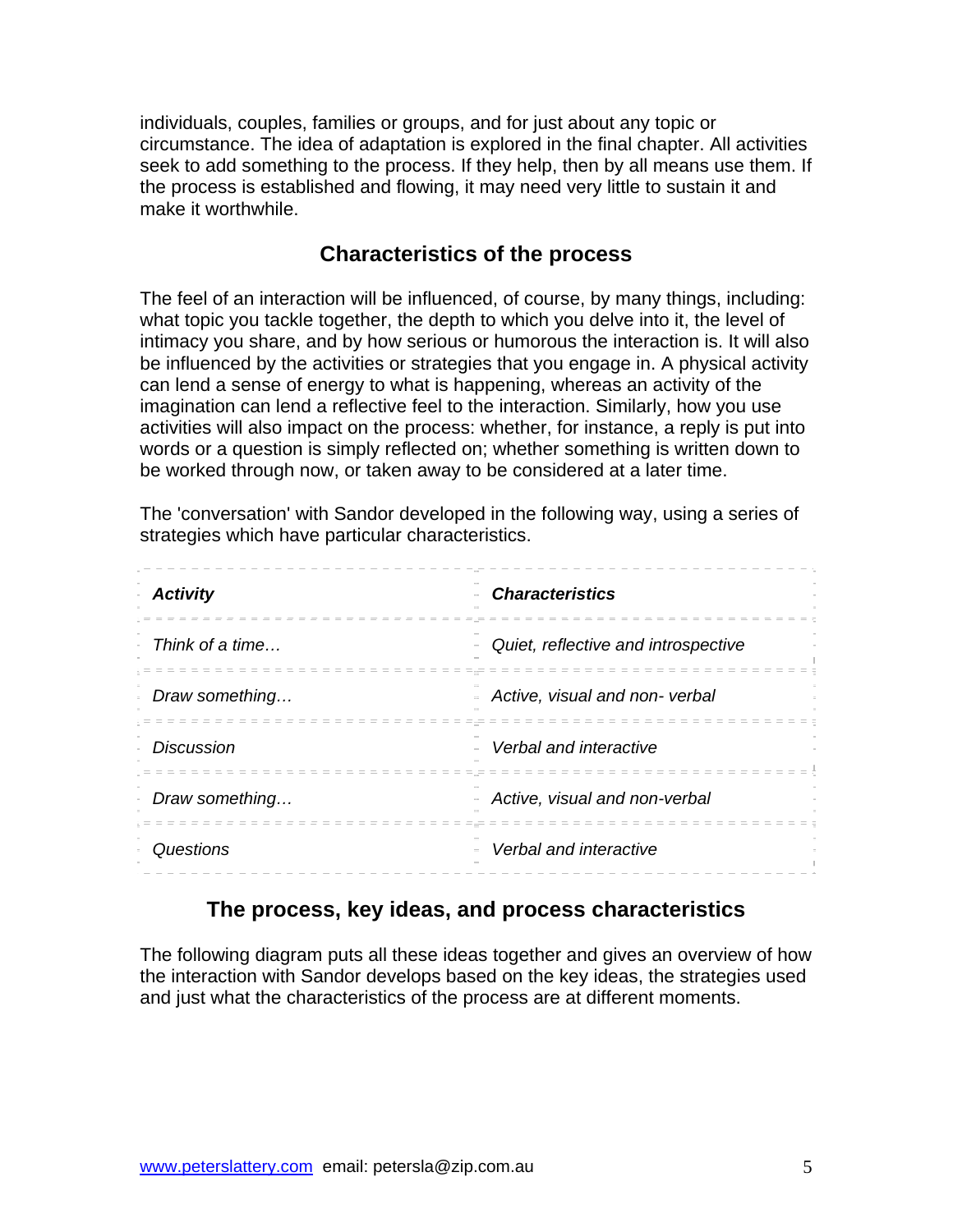individuals, couples, families or groups, and for just about any topic or circumstance. The idea of adaptation is explored in the final chapter. All activities seek to add something to the process. If they help, then by all means use them. If the process is established and flowing, it may need very little to sustain it and make it worthwhile.

## Characteristics of the process

The feel of an interaction will be influenced, of course, by many things, including: what topic you tackle together, the depth to which you delve into it, the level of intimacy you share, and by how serious or humorous the interaction is. It will also be influenced by the activities or strategies that you engage in. A physical activity can lend a sense of energy to what is happening, whereas an activity of the imagination can lend a reflective feel to the interaction. Similarly, how you use activities will also impact on the process: whether, for instance, a reply is put into words or a question is simply reflected on; whether something is written down to be worked through now, or taken away to be considered at a later time.

The 'conversation' with Sandor developed in the following way, using a series of strategies which have particular characteristics.

| ***Activity*** | ***Characteristics*** |
|---|---|
| *Think of a time…* | *Quiet, reflective and introspective* |
| *Draw something…* | *Active, visual and non- verbal* |
| *Discussion* | *Verbal and interactive* |
| *Draw something…* | *Active, visual and non-verbal* |
| *Questions* | *Verbal and interactive* |

## The process, key ideas, and process characteristics

The following diagram puts all these ideas together and gives an overview of how the interaction with Sandor develops based on the key ideas, the strategies used and just what the characteristics of the process are at different moments.

[www.peterslattery.com](http://www.peterslattery.com) email: petersla@zip.com.au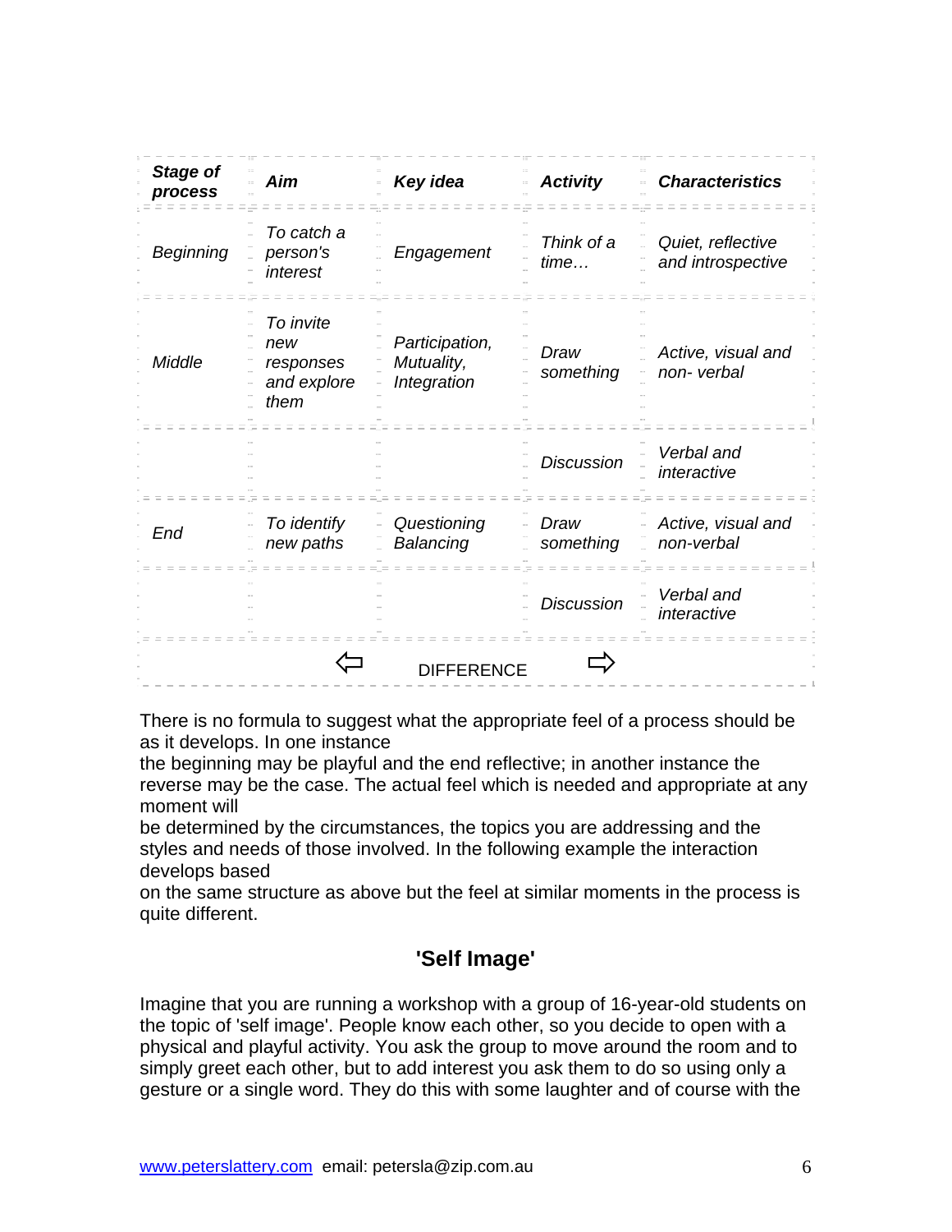| *Stage of process* | *Aim* | *Key idea* | *Activity* | *Characteristics* |
|---|---|---|---|---|
| *Beginning* | *To catch a person's interest* | *Engagement* | *Think of a time…* | *Quiet, reflective and introspective* |
| *Middle* | *To invite new responses and explore them* | *Participation, Mutuality, Integration* | *Draw something* | *Active, visual and non- verbal* |
| | | | *Discussion* | *Verbal and interactive* |
| *End* | *To identify new paths* | *Questioning Balancing* | *Draw something* | *Active, visual and non-verbal* |
| | | | *Discussion* | *Verbal and interactive* |
| | | ⇦ DIFFERENCE ⇨ | | |

There is no formula to suggest what the appropriate feel of a process should be as it develops. In one instance the beginning may be playful and the end reflective; in another instance the reverse may be the case. The actual feel which is needed and appropriate at any moment will be determined by the circumstances, the topics you are addressing and the styles and needs of those involved. In the following example the interaction develops based on the same structure as above but the feel at similar moments in the process is quite different.

## 'Self Image'

Imagine that you are running a workshop with a group of 16-year-old students on the topic of 'self image'. People know each other, so you decide to open with a physical and playful activity. You ask the group to move around the room and to simply greet each other, but to add interest you ask them to do so using only a gesture or a single word. They do this with some laughter and of course with the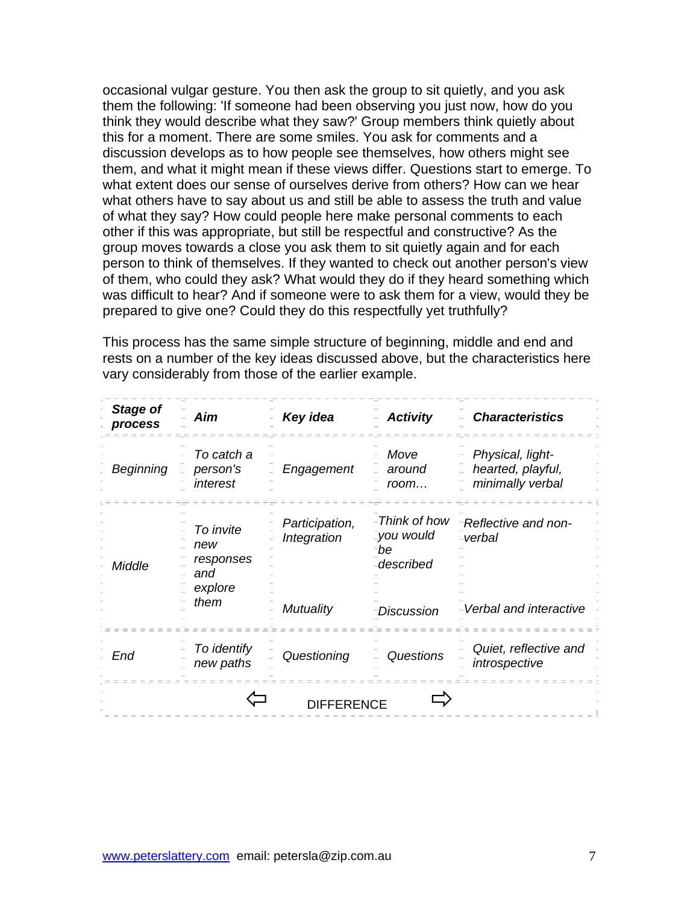occasional vulgar gesture. You then ask the group to sit quietly, and you ask them the following: 'If someone had been observing you just now, how do you think they would describe what they saw?' Group members think quietly about this for a moment. There are some smiles. You ask for comments and a discussion develops as to how people see themselves, how others might see them, and what it might mean if these views differ. Questions start to emerge. To what extent does our sense of ourselves derive from others? How can we hear what others have to say about us and still be able to assess the truth and value of what they say? How could people here make personal comments to each other if this was appropriate, but still be respectful and constructive? As the group moves towards a close you ask them to sit quietly again and for each person to think of themselves. If they wanted to check out another person's view of them, who could they ask? What would they do if they heard something which was difficult to hear? And if someone were to ask them for a view, would they be prepared to give one? Could they do this respectfully yet truthfully?

This process has the same simple structure of beginning, middle and end and rests on a number of the key ideas discussed above, but the characteristics here vary considerably from those of the earlier example.

| ***Stage of process*** | ***Aim*** | ***Key idea*** | ***Activity*** | ***Characteristics*** |
|---|---|---|---|---|
| *Beginning* | *To catch a person's interest* | *Engagement* | *Move around room…* | *Physical, light-hearted, playful, minimally verbal* |
| *Middle* | *To invite new responses and explore them* | *Participation, Integration* | *Think of how you would be described* | *Reflective and non-verbal* |
| | | *Mutuality* | *Discussion* | *Verbal and interactive* |
| *End* | *To identify new paths* | *Questioning* | *Questions* | *Quiet, reflective and introspective* |
| | | ⇦ DIFFERENCE ⇨ | | |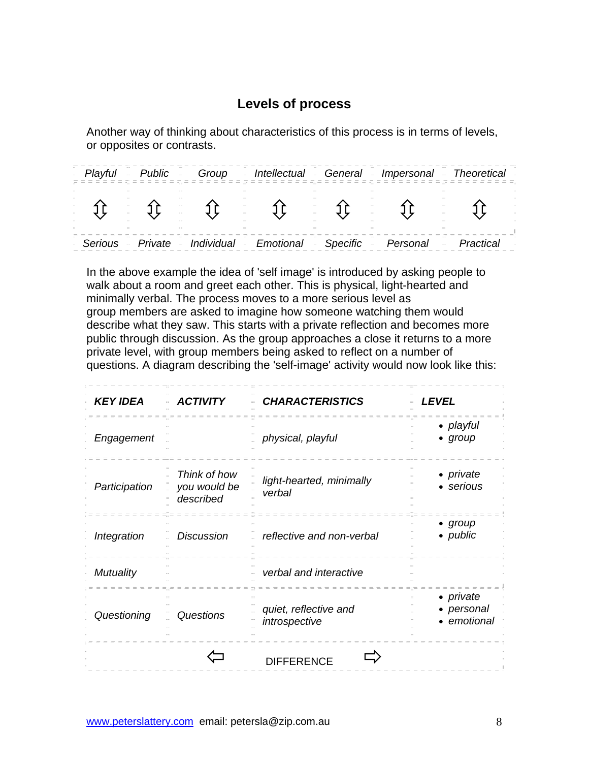## Levels of process

Another way of thinking about characteristics of this process is in terms of levels, or opposites or contrasts.

| *Playful* | *Public* | *Group* | *Intellectual* | *General* | *Impersonal* | *Theoretical* |
|---|---|---|---|---|---|---|
| ⇕ | ⇕ | ⇕ | ⇕ | ⇕ | ⇕ | ⇕ |
| *Serious* | *Private* | *Individual* | *Emotional* | *Specific* | *Personal* | *Practical* |

In the above example the idea of 'self image' is introduced by asking people to walk about a room and greet each other. This is physical, light-hearted and minimally verbal. The process moves to a more serious level as group members are asked to imagine how someone watching them would describe what they saw. This starts with a private reflection and becomes more public through discussion. As the group approaches a close it returns to a more private level, with group members being asked to reflect on a number of questions. A diagram describing the 'self-image' activity would now look like this:

| ***KEY IDEA*** | ***ACTIVITY*** | ***CHARACTERISTICS*** | ***LEVEL*** |
|---|---|---|---|
| *Engagement* | | *physical, playful* | • *playful* <br> • *group* |
| *Participation* | *Think of how you would be described* | *light-hearted, minimally verbal* | • *private* <br> • *serious* |
| *Integration* | *Discussion* | *reflective and non-verbal* | • *group* <br> • *public* |
| *Mutuality* | | *verbal and interactive* | |
| *Questioning* | *Questions* | *quiet, reflective and introspective* | • *private* <br> • *personal* <br> • *emotional* |
| | ⇦ | DIFFERENCE | ⇨ |

www.peterslattery.com email: petersla@zip.com.au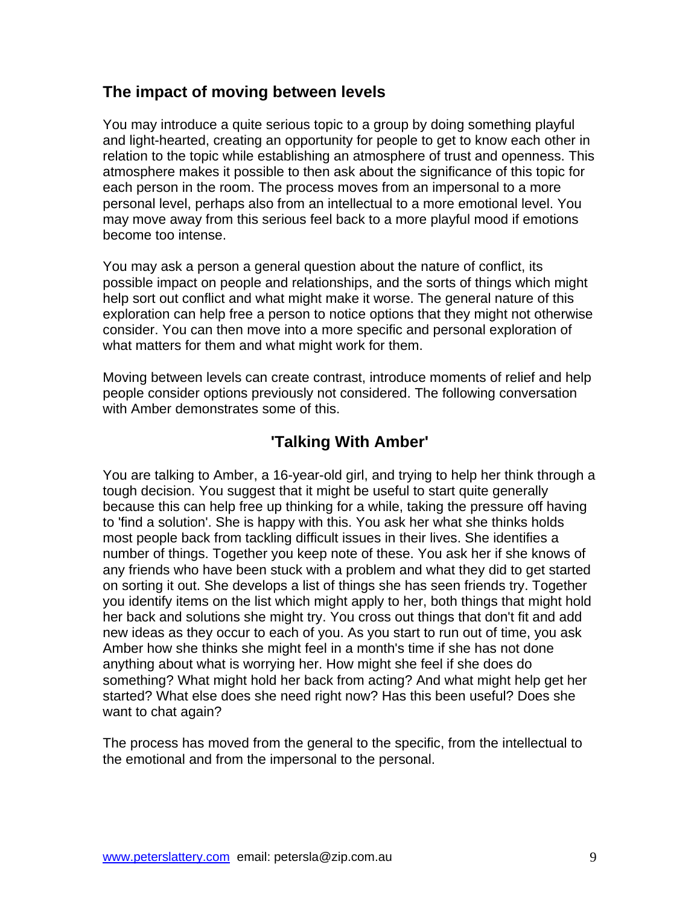## The impact of moving between levels

You may introduce a quite serious topic to a group by doing something playful and light-hearted, creating an opportunity for people to get to know each other in relation to the topic while establishing an atmosphere of trust and openness. This atmosphere makes it possible to then ask about the significance of this topic for each person in the room. The process moves from an impersonal to a more personal level, perhaps also from an intellectual to a more emotional level. You may move away from this serious feel back to a more playful mood if emotions become too intense.

You may ask a person a general question about the nature of conflict, its possible impact on people and relationships, and the sorts of things which might help sort out conflict and what might make it worse. The general nature of this exploration can help free a person to notice options that they might not otherwise consider. You can then move into a more specific and personal exploration of what matters for them and what might work for them.

Moving between levels can create contrast, introduce moments of relief and help people consider options previously not considered. The following conversation with Amber demonstrates some of this.

### 'Talking With Amber'

You are talking to Amber, a 16-year-old girl, and trying to help her think through a tough decision. You suggest that it might be useful to start quite generally because this can help free up thinking for a while, taking the pressure off having to 'find a solution'. She is happy with this. You ask her what she thinks holds most people back from tackling difficult issues in their lives. She identifies a number of things. Together you keep note of these. You ask her if she knows of any friends who have been stuck with a problem and what they did to get started on sorting it out. She develops a list of things she has seen friends try. Together you identify items on the list which might apply to her, both things that might hold her back and solutions she might try. You cross out things that don't fit and add new ideas as they occur to each of you. As you start to run out of time, you ask Amber how she thinks she might feel in a month's time if she has not done anything about what is worrying her. How might she feel if she does do something? What might hold her back from acting? And what might help get her started? What else does she need right now? Has this been useful? Does she want to chat again?

The process has moved from the general to the specific, from the intellectual to the emotional and from the impersonal to the personal.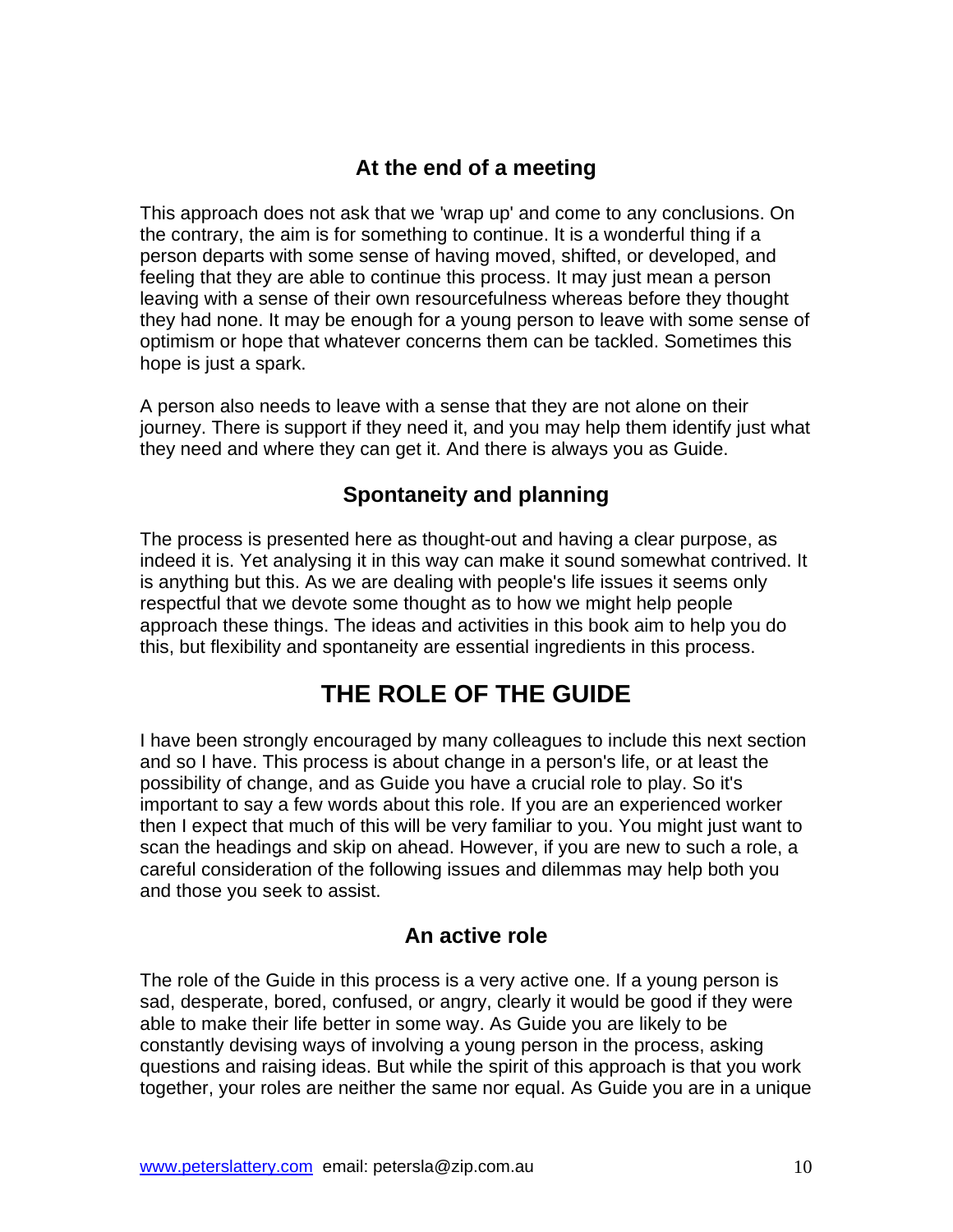### At the end of a meeting

This approach does not ask that we 'wrap up' and come to any conclusions. On the contrary, the aim is for something to continue. It is a wonderful thing if a person departs with some sense of having moved, shifted, or developed, and feeling that they are able to continue this process. It may just mean a person leaving with a sense of their own resourcefulness whereas before they thought they had none. It may be enough for a young person to leave with some sense of optimism or hope that whatever concerns them can be tackled. Sometimes this hope is just a spark.

A person also needs to leave with a sense that they are not alone on their journey. There is support if they need it, and you may help them identify just what they need and where they can get it. And there is always you as Guide.

### Spontaneity and planning

The process is presented here as thought-out and having a clear purpose, as indeed it is. Yet analysing it in this way can make it sound somewhat contrived. It is anything but this. As we are dealing with people's life issues it seems only respectful that we devote some thought as to how we might help people approach these things. The ideas and activities in this book aim to help you do this, but flexibility and spontaneity are essential ingredients in this process.

## THE ROLE OF THE GUIDE

I have been strongly encouraged by many colleagues to include this next section and so I have. This process is about change in a person's life, or at least the possibility of change, and as Guide you have a crucial role to play. So it's important to say a few words about this role. If you are an experienced worker then I expect that much of this will be very familiar to you. You might just want to scan the headings and skip on ahead. However, if you are new to such a role, a careful consideration of the following issues and dilemmas may help both you and those you seek to assist.

### An active role

The role of the Guide in this process is a very active one. If a young person is sad, desperate, bored, confused, or angry, clearly it would be good if they were able to make their life better in some way. As Guide you are likely to be constantly devising ways of involving a young person in the process, asking questions and raising ideas. But while the spirit of this approach is that you work together, your roles are neither the same nor equal. As Guide you are in a unique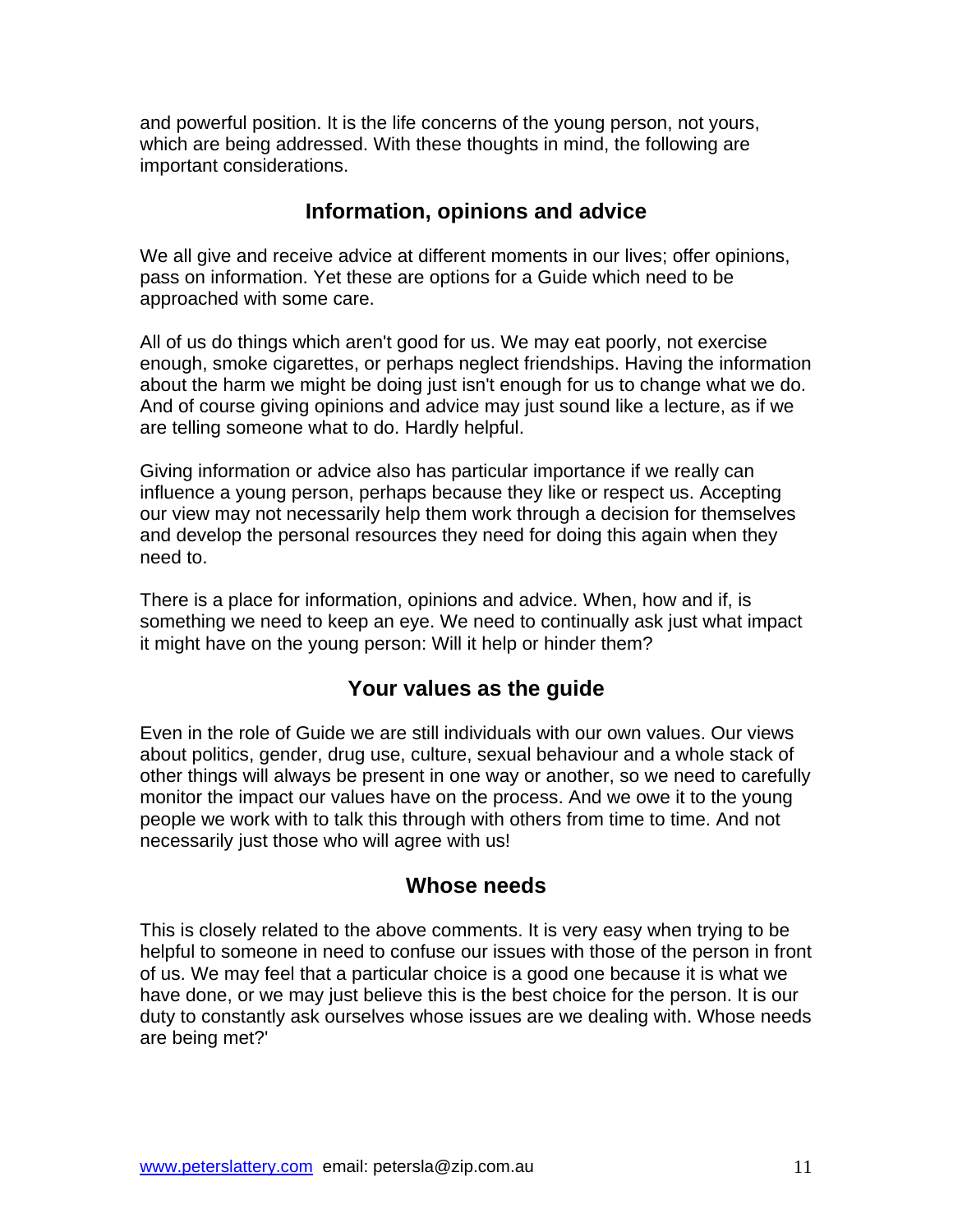and powerful position. It is the life concerns of the young person, not yours, which are being addressed. With these thoughts in mind, the following are important considerations.

## Information, opinions and advice

We all give and receive advice at different moments in our lives; offer opinions, pass on information. Yet these are options for a Guide which need to be approached with some care.

All of us do things which aren't good for us. We may eat poorly, not exercise enough, smoke cigarettes, or perhaps neglect friendships. Having the information about the harm we might be doing just isn't enough for us to change what we do. And of course giving opinions and advice may just sound like a lecture, as if we are telling someone what to do. Hardly helpful.

Giving information or advice also has particular importance if we really can influence a young person, perhaps because they like or respect us. Accepting our view may not necessarily help them work through a decision for themselves and develop the personal resources they need for doing this again when they need to.

There is a place for information, opinions and advice. When, how and if, is something we need to keep an eye. We need to continually ask just what impact it might have on the young person: Will it help or hinder them?

## Your values as the guide

Even in the role of Guide we are still individuals with our own values. Our views about politics, gender, drug use, culture, sexual behaviour and a whole stack of other things will always be present in one way or another, so we need to carefully monitor the impact our values have on the process. And we owe it to the young people we work with to talk this through with others from time to time. And not necessarily just those who will agree with us!

## Whose needs

This is closely related to the above comments. It is very easy when trying to be helpful to someone in need to confuse our issues with those of the person in front of us. We may feel that a particular choice is a good one because it is what we have done, or we may just believe this is the best choice for the person. It is our duty to constantly ask ourselves whose issues are we dealing with. Whose needs are being met?'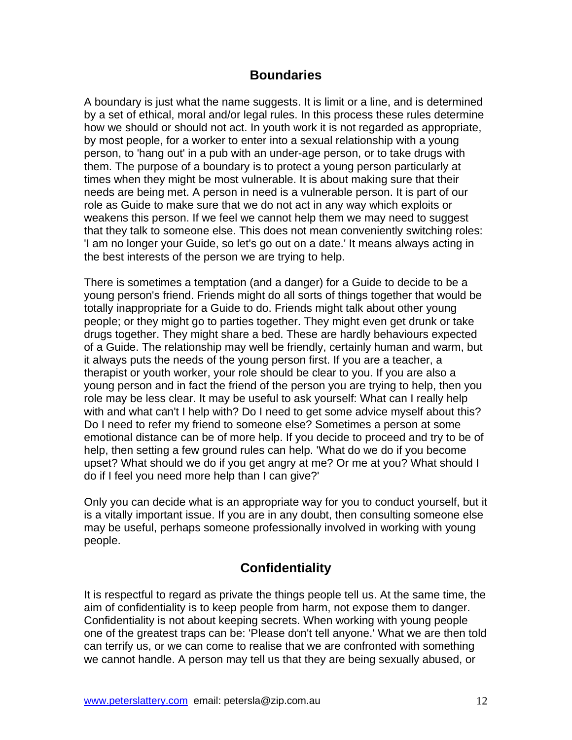## Boundaries

A boundary is just what the name suggests. It is limit or a line, and is determined by a set of ethical, moral and/or legal rules. In this process these rules determine how we should or should not act. In youth work it is not regarded as appropriate, by most people, for a worker to enter into a sexual relationship with a young person, to 'hang out' in a pub with an under-age person, or to take drugs with them. The purpose of a boundary is to protect a young person particularly at times when they might be most vulnerable. It is about making sure that their needs are being met. A person in need is a vulnerable person. It is part of our role as Guide to make sure that we do not act in any way which exploits or weakens this person. If we feel we cannot help them we may need to suggest that they talk to someone else. This does not mean conveniently switching roles: 'I am no longer your Guide, so let's go out on a date.' It means always acting in the best interests of the person we are trying to help.

There is sometimes a temptation (and a danger) for a Guide to decide to be a young person's friend. Friends might do all sorts of things together that would be totally inappropriate for a Guide to do. Friends might talk about other young people; or they might go to parties together. They might even get drunk or take drugs together. They might share a bed. These are hardly behaviours expected of a Guide. The relationship may well be friendly, certainly human and warm, but it always puts the needs of the young person first. If you are a teacher, a therapist or youth worker, your role should be clear to you. If you are also a young person and in fact the friend of the person you are trying to help, then you role may be less clear. It may be useful to ask yourself: What can I really help with and what can't I help with? Do I need to get some advice myself about this? Do I need to refer my friend to someone else? Sometimes a person at some emotional distance can be of more help. If you decide to proceed and try to be of help, then setting a few ground rules can help. 'What do we do if you become upset? What should we do if you get angry at me? Or me at you? What should I do if I feel you need more help than I can give?'

Only you can decide what is an appropriate way for you to conduct yourself, but it is a vitally important issue. If you are in any doubt, then consulting someone else may be useful, perhaps someone professionally involved in working with young people.

## Confidentiality

It is respectful to regard as private the things people tell us. At the same time, the aim of confidentiality is to keep people from harm, not expose them to danger. Confidentiality is not about keeping secrets. When working with young people one of the greatest traps can be: 'Please don't tell anyone.' What we are then told can terrify us, or we can come to realise that we are confronted with something we cannot handle. A person may tell us that they are being sexually abused, or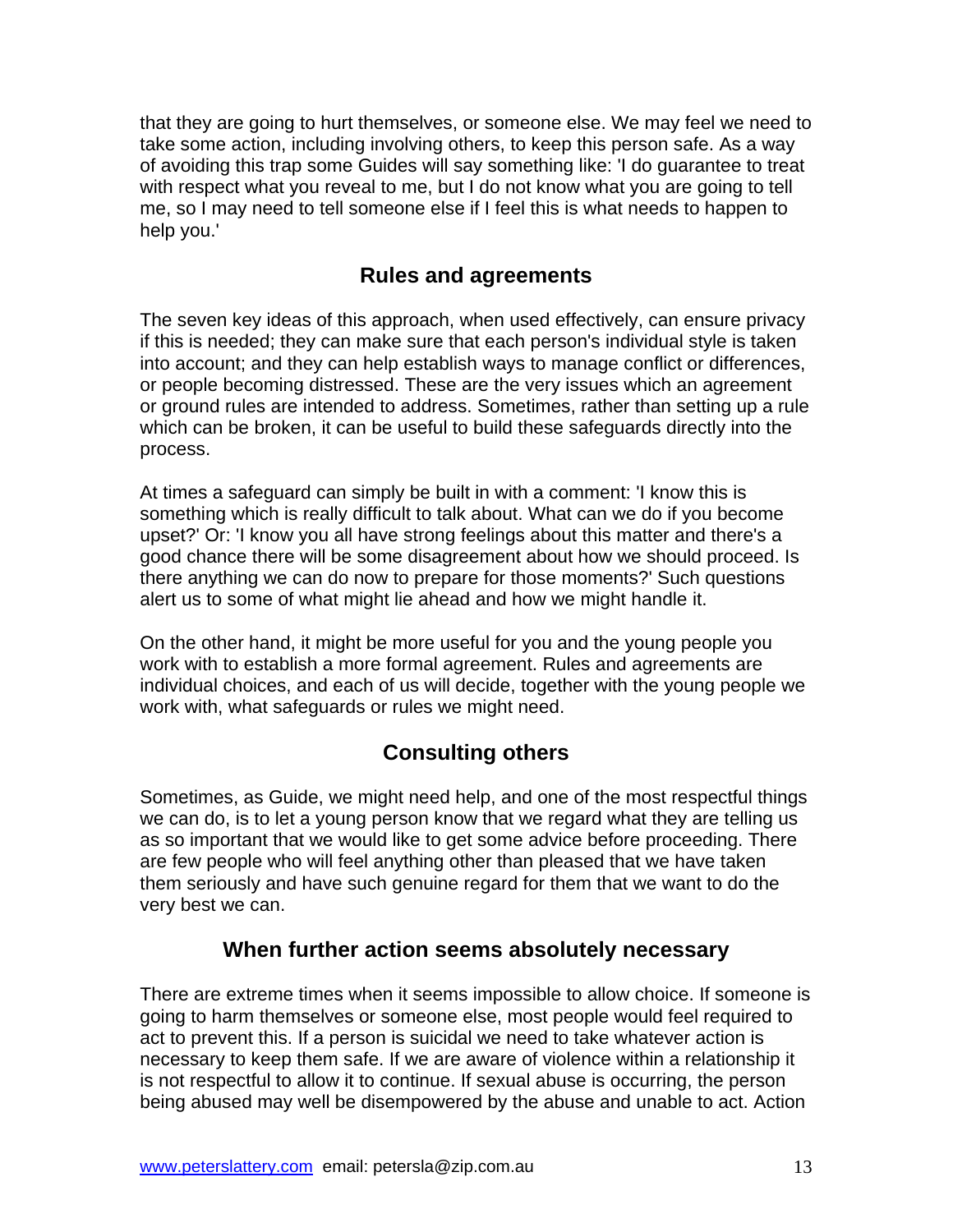that they are going to hurt themselves, or someone else. We may feel we need to take some action, including involving others, to keep this person safe. As a way of avoiding this trap some Guides will say something like: 'I do guarantee to treat with respect what you reveal to me, but I do not know what you are going to tell me, so I may need to tell someone else if I feel this is what needs to happen to help you.'

## Rules and agreements

The seven key ideas of this approach, when used effectively, can ensure privacy if this is needed; they can make sure that each person's individual style is taken into account; and they can help establish ways to manage conflict or differences, or people becoming distressed. These are the very issues which an agreement or ground rules are intended to address. Sometimes, rather than setting up a rule which can be broken, it can be useful to build these safeguards directly into the process.

At times a safeguard can simply be built in with a comment: 'I know this is something which is really difficult to talk about. What can we do if you become upset?' Or: 'I know you all have strong feelings about this matter and there's a good chance there will be some disagreement about how we should proceed. Is there anything we can do now to prepare for those moments?' Such questions alert us to some of what might lie ahead and how we might handle it.

On the other hand, it might be more useful for you and the young people you work with to establish a more formal agreement. Rules and agreements are individual choices, and each of us will decide, together with the young people we work with, what safeguards or rules we might need.

## Consulting others

Sometimes, as Guide, we might need help, and one of the most respectful things we can do, is to let a young person know that we regard what they are telling us as so important that we would like to get some advice before proceeding. There are few people who will feel anything other than pleased that we have taken them seriously and have such genuine regard for them that we want to do the very best we can.

## When further action seems absolutely necessary

There are extreme times when it seems impossible to allow choice. If someone is going to harm themselves or someone else, most people would feel required to act to prevent this. If a person is suicidal we need to take whatever action is necessary to keep them safe. If we are aware of violence within a relationship it is not respectful to allow it to continue. If sexual abuse is occurring, the person being abused may well be disempowered by the abuse and unable to act. Action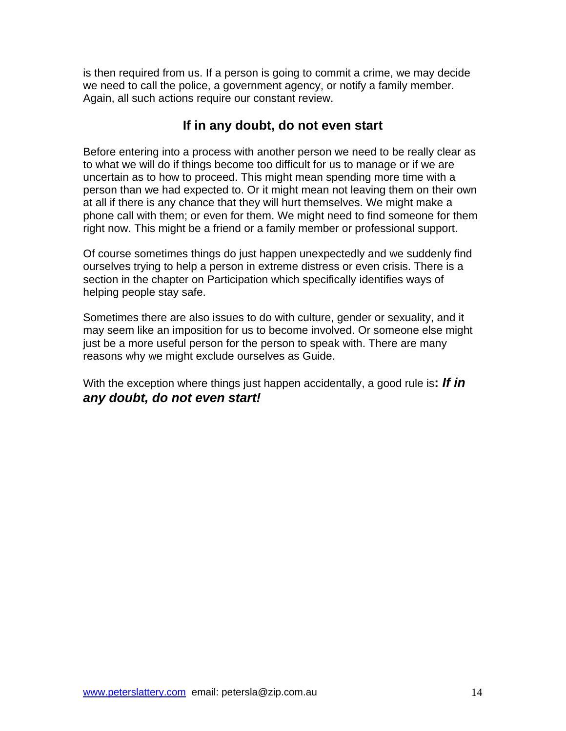is then required from us. If a person is going to commit a crime, we may decide we need to call the police, a government agency, or notify a family member. Again, all such actions require our constant review.

## If in any doubt, do not even start

Before entering into a process with another person we need to be really clear as to what we will do if things become too difficult for us to manage or if we are uncertain as to how to proceed. This might mean spending more time with a person than we had expected to. Or it might mean not leaving them on their own at all if there is any chance that they will hurt themselves. We might make a phone call with them; or even for them. We might need to find someone for them right now. This might be a friend or a family member or professional support.

Of course sometimes things do just happen unexpectedly and we suddenly find ourselves trying to help a person in extreme distress or even crisis. There is a section in the chapter on Participation which specifically identifies ways of helping people stay safe.

Sometimes there are also issues to do with culture, gender or sexuality, and it may seem like an imposition for us to become involved. Or someone else might just be a more useful person for the person to speak with. There are many reasons why we might exclude ourselves as Guide.

With the exception where things just happen accidentally, a good rule is**: *If in any doubt, do not even start!***